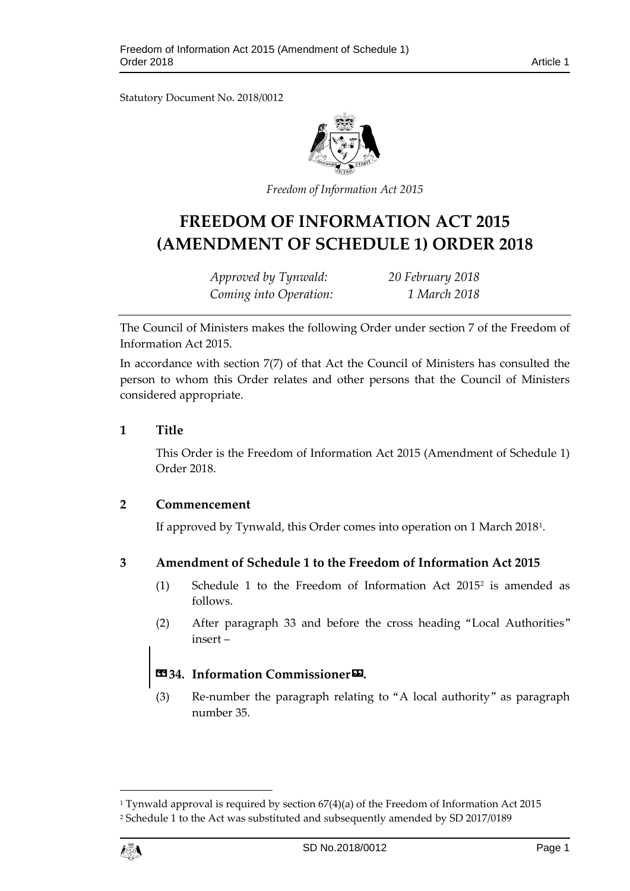Statutory Document No. 2018/0012

*Freedom of Information Act 2015*

# FREEDOM OF INFORMATION ACT 2015 (AMENDMENT OF SCHEDULE 1) ORDER 2018

*Approved by Tynwald:* *20 February 2018*
*Coming into Operation:* *1 March 2018*

The Council of Ministers makes the following Order under section 7 of the Freedom of Information Act 2015.

In accordance with section 7(7) of that Act the Council of Ministers has consulted the person to whom this Order relates and other persons that the Council of Ministers considered appropriate.

## 1 Title

This Order is the Freedom of Information Act 2015 (Amendment of Schedule 1) Order 2018.

## 2 Commencement

If approved by Tynwald, this Order comes into operation on 1 March 2018[1].

## 3 Amendment of Schedule 1 to the Freedom of Information Act 2015

(1) Schedule 1 to the Freedom of Information Act 2015[2] is amended as follows.

(2) After paragraph 33 and before the cross heading "Local Authorities" insert –

**«34. Information Commissioner».**

(3) Re-number the paragraph relating to "A local authority" as paragraph number 35.

---

[1] Tynwald approval is required by section 67(4)(a) of the Freedom of Information Act 2015

[2] Schedule 1 to the Act was substituted and subsequently amended by SD 2017/0189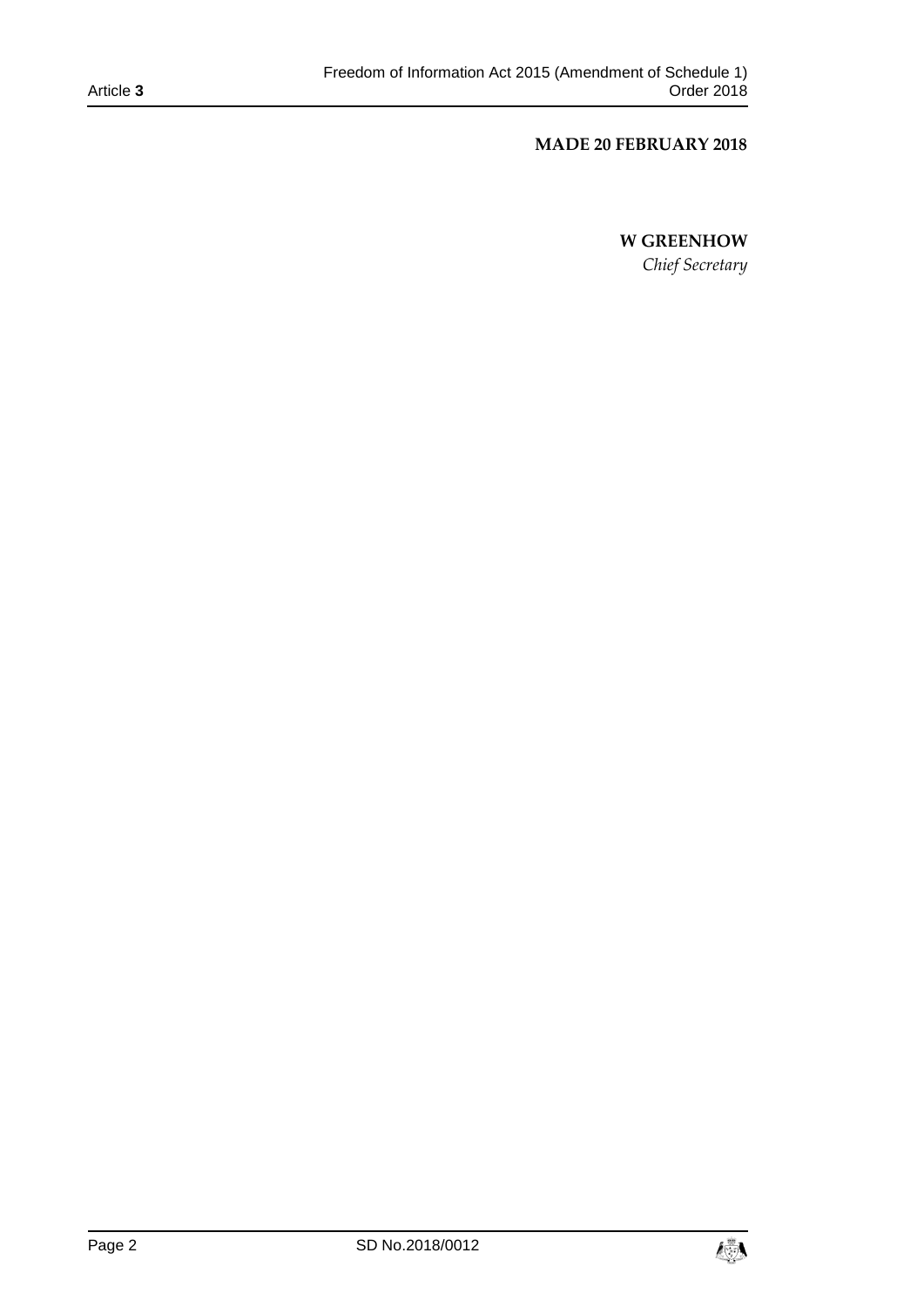**MADE 20 FEBRUARY 2018**

**W GREENHOW**

*Chief Secretary*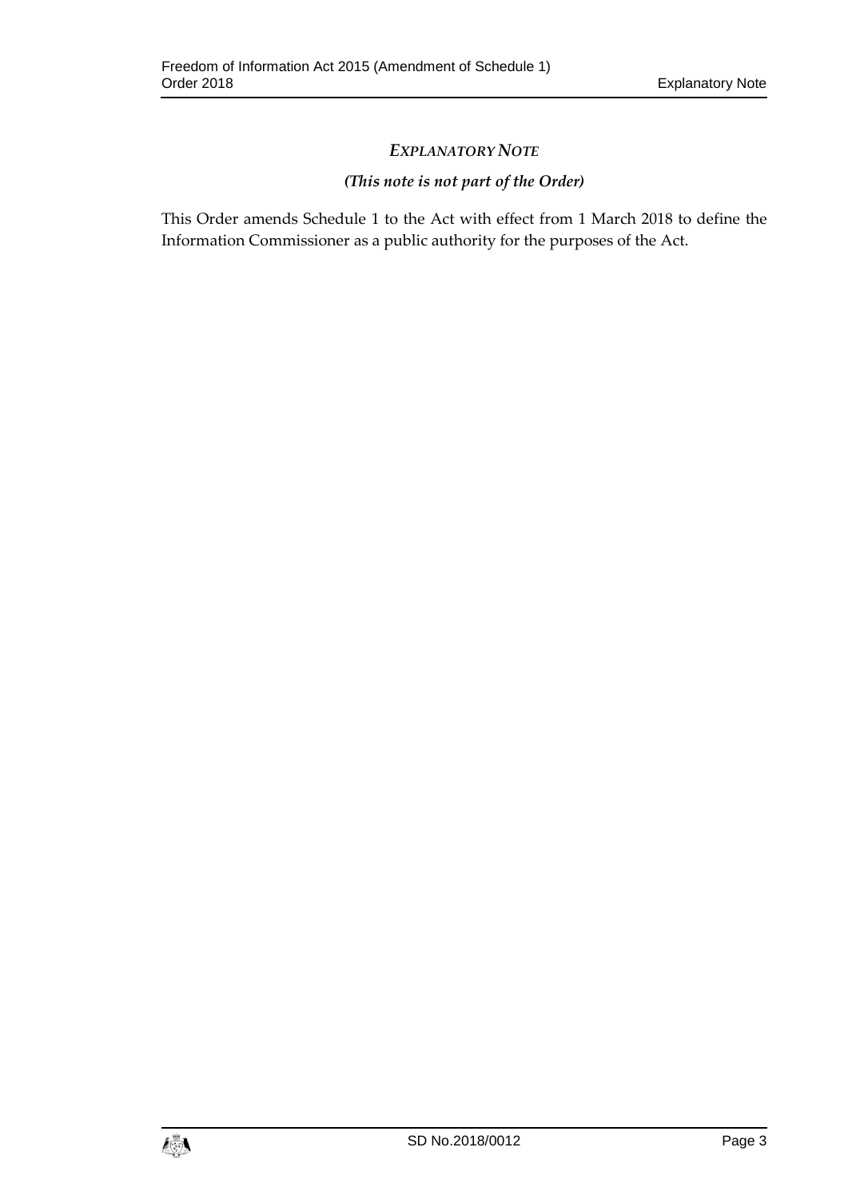## *EXPLANATORY NOTE*

***(This note is not part of the Order)***

This Order amends Schedule 1 to the Act with effect from 1 March 2018 to define the Information Commissioner as a public authority for the purposes of the Act.